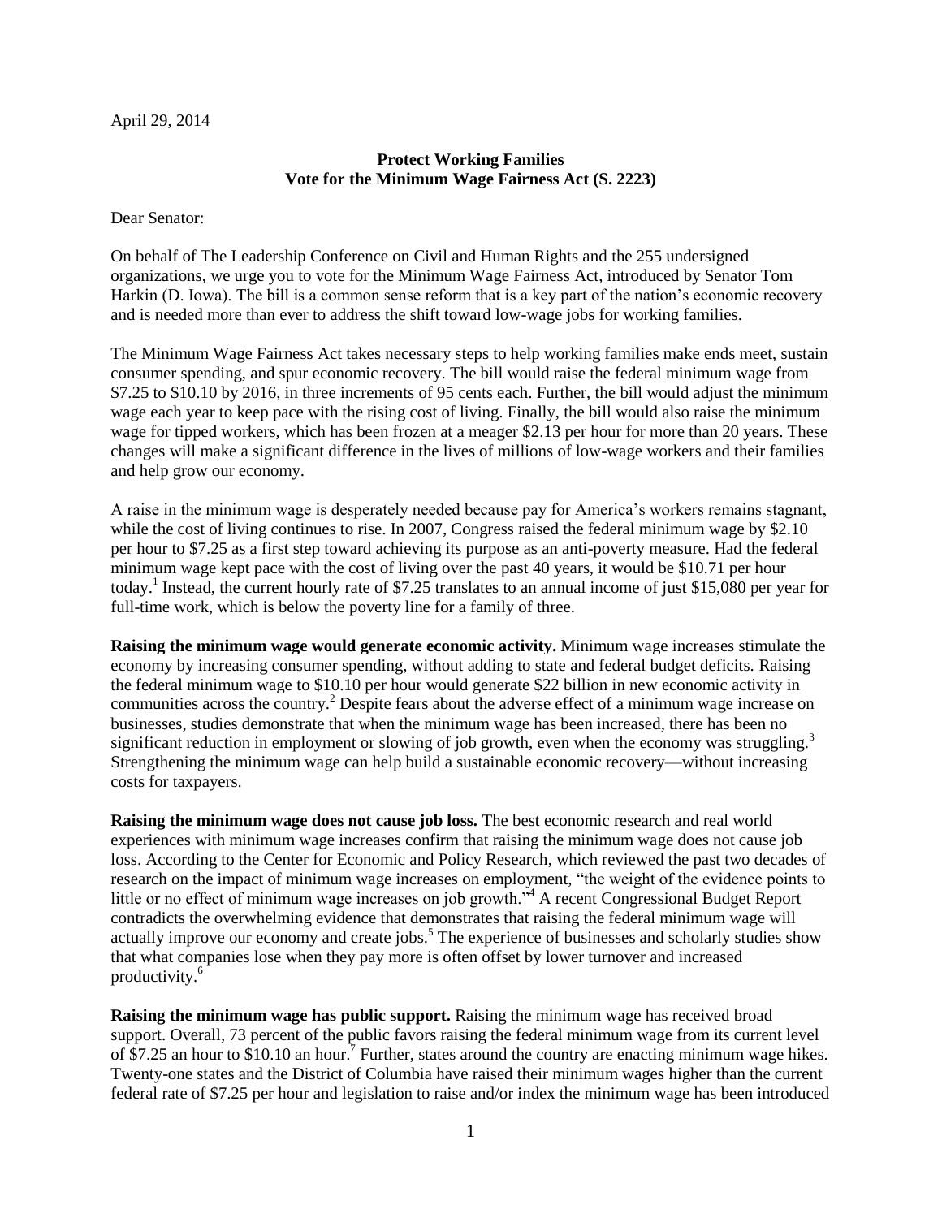April 29, 2014

**Protect Working Families**
**Vote for the Minimum Wage Fairness Act (S. 2223)**

Dear Senator:

On behalf of The Leadership Conference on Civil and Human Rights and the 255 undersigned organizations, we urge you to vote for the Minimum Wage Fairness Act, introduced by Senator Tom Harkin (D. Iowa). The bill is a common sense reform that is a key part of the nation's economic recovery and is needed more than ever to address the shift toward low-wage jobs for working families.

The Minimum Wage Fairness Act takes necessary steps to help working families make ends meet, sustain consumer spending, and spur economic recovery. The bill would raise the federal minimum wage from $7.25 to $10.10 by 2016, in three increments of 95 cents each. Further, the bill would adjust the minimum wage each year to keep pace with the rising cost of living. Finally, the bill would also raise the minimum wage for tipped workers, which has been frozen at a meager $2.13 per hour for more than 20 years. These changes will make a significant difference in the lives of millions of low-wage workers and their families and help grow our economy.

A raise in the minimum wage is desperately needed because pay for America's workers remains stagnant, while the cost of living continues to rise. In 2007, Congress raised the federal minimum wage by $2.10 per hour to $7.25 as a first step toward achieving its purpose as an anti-poverty measure. Had the federal minimum wage kept pace with the cost of living over the past 40 years, it would be $10.71 per hour today.[1] Instead, the current hourly rate of $7.25 translates to an annual income of just $15,080 per year for full-time work, which is below the poverty line for a family of three.

**Raising the minimum wage would generate economic activity.** Minimum wage increases stimulate the economy by increasing consumer spending, without adding to state and federal budget deficits. Raising the federal minimum wage to $10.10 per hour would generate $22 billion in new economic activity in communities across the country.[2] Despite fears about the adverse effect of a minimum wage increase on businesses, studies demonstrate that when the minimum wage has been increased, there has been no significant reduction in employment or slowing of job growth, even when the economy was struggling.[3] Strengthening the minimum wage can help build a sustainable economic recovery—without increasing costs for taxpayers.

**Raising the minimum wage does not cause job loss.** The best economic research and real world experiences with minimum wage increases confirm that raising the minimum wage does not cause job loss. According to the Center for Economic and Policy Research, which reviewed the past two decades of research on the impact of minimum wage increases on employment, "the weight of the evidence points to little or no effect of minimum wage increases on job growth."[4] A recent Congressional Budget Report contradicts the overwhelming evidence that demonstrates that raising the federal minimum wage will actually improve our economy and create jobs.[5] The experience of businesses and scholarly studies show that what companies lose when they pay more is often offset by lower turnover and increased productivity.[6]

**Raising the minimum wage has public support.** Raising the minimum wage has received broad support. Overall, 73 percent of the public favors raising the federal minimum wage from its current level of $7.25 an hour to $10.10 an hour.[7] Further, states around the country are enacting minimum wage hikes. Twenty-one states and the District of Columbia have raised their minimum wages higher than the current federal rate of $7.25 per hour and legislation to raise and/or index the minimum wage has been introduced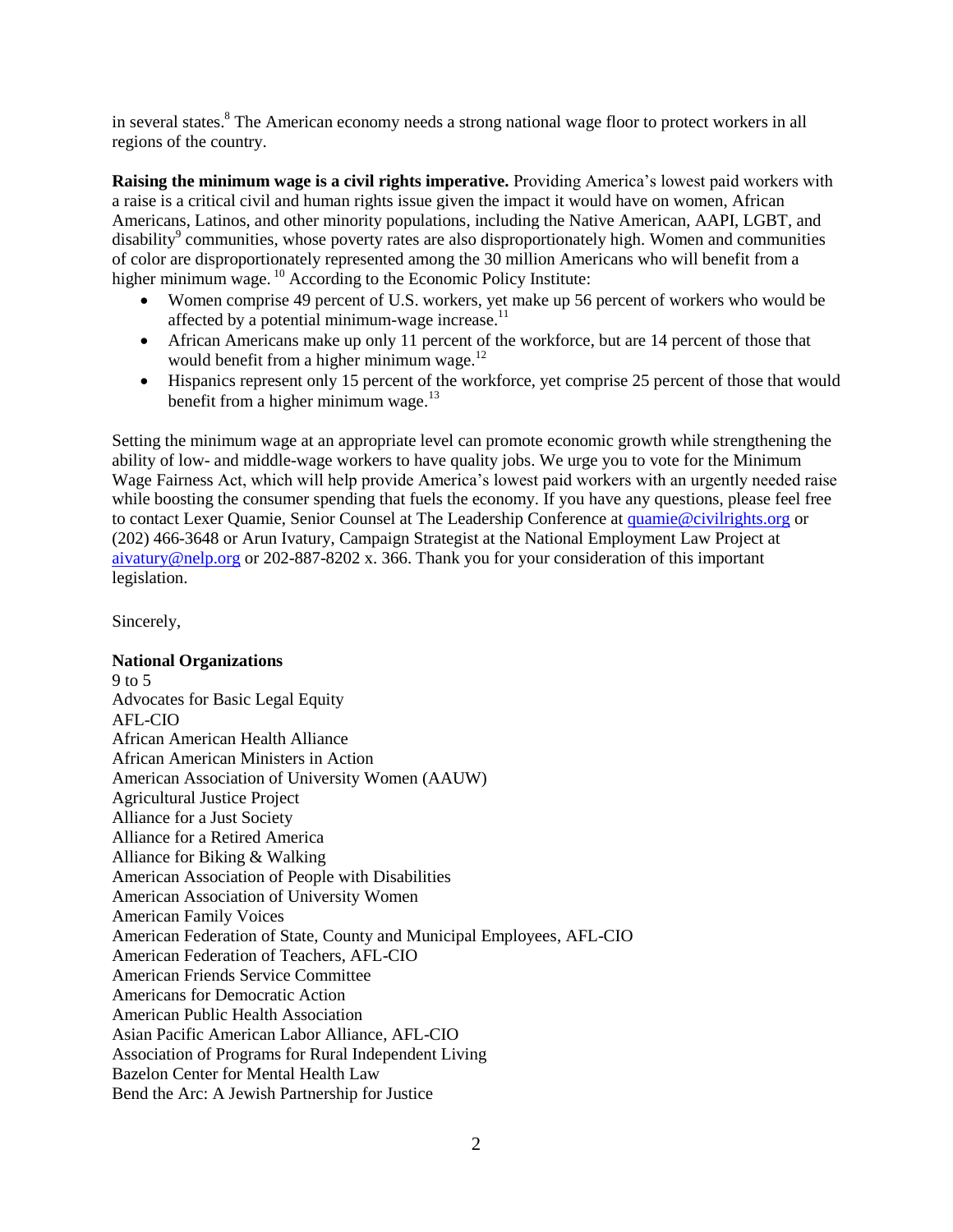in several states.[8] The American economy needs a strong national wage floor to protect workers in all regions of the country.

**Raising the minimum wage is a civil rights imperative.** Providing America's lowest paid workers with a raise is a critical civil and human rights issue given the impact it would have on women, African Americans, Latinos, and other minority populations, including the Native American, AAPI, LGBT, and disability[9] communities, whose poverty rates are also disproportionately high. Women and communities of color are disproportionately represented among the 30 million Americans who will benefit from a higher minimum wage. [10] According to the Economic Policy Institute:

- Women comprise 49 percent of U.S. workers, yet make up 56 percent of workers who would be affected by a potential minimum-wage increase.[11]
- African Americans make up only 11 percent of the workforce, but are 14 percent of those that would benefit from a higher minimum wage.[12]
- Hispanics represent only 15 percent of the workforce, yet comprise 25 percent of those that would benefit from a higher minimum wage.[13]

Setting the minimum wage at an appropriate level can promote economic growth while strengthening the ability of low- and middle-wage workers to have quality jobs. We urge you to vote for the Minimum Wage Fairness Act, which will help provide America's lowest paid workers with an urgently needed raise while boosting the consumer spending that fuels the economy. If you have any questions, please feel free to contact Lexer Quamie, Senior Counsel at The Leadership Conference at quamie@civilrights.org or (202) 466-3648 or Arun Ivatury, Campaign Strategist at the National Employment Law Project at aivatury@nelp.org or 202-887-8202 x. 366. Thank you for your consideration of this important legislation.

Sincerely,

**National Organizations**

9 to 5
Advocates for Basic Legal Equity
AFL-CIO
African American Health Alliance
African American Ministers in Action
American Association of University Women (AAUW)
Agricultural Justice Project
Alliance for a Just Society
Alliance for a Retired America
Alliance for Biking & Walking
American Association of People with Disabilities
American Association of University Women
American Family Voices
American Federation of State, County and Municipal Employees, AFL-CIO
American Federation of Teachers, AFL-CIO
American Friends Service Committee
Americans for Democratic Action
American Public Health Association
Asian Pacific American Labor Alliance, AFL-CIO
Association of Programs for Rural Independent Living
Bazelon Center for Mental Health Law
Bend the Arc: A Jewish Partnership for Justice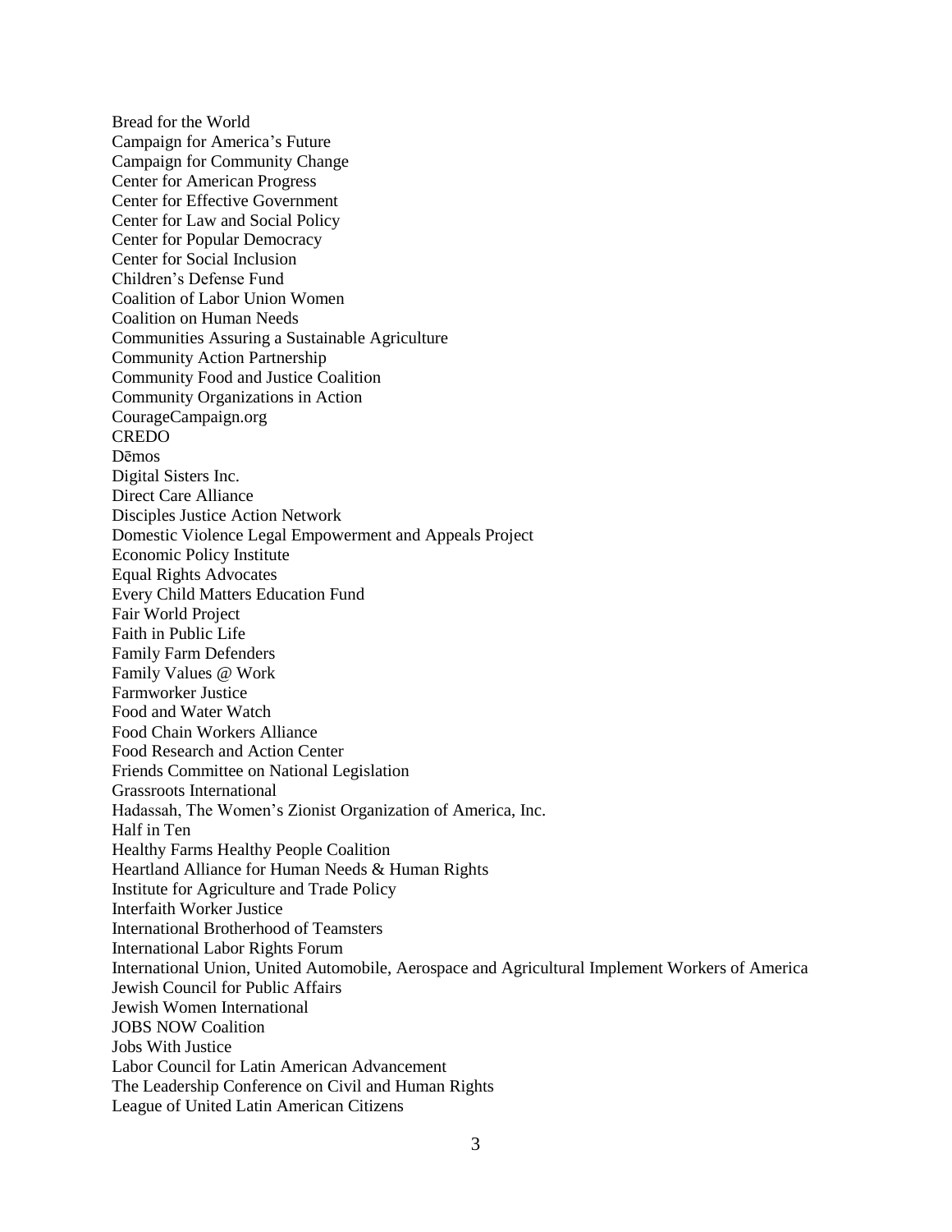Bread for the World
Campaign for America's Future
Campaign for Community Change
Center for American Progress
Center for Effective Government
Center for Law and Social Policy
Center for Popular Democracy
Center for Social Inclusion
Children's Defense Fund
Coalition of Labor Union Women
Coalition on Human Needs
Communities Assuring a Sustainable Agriculture
Community Action Partnership
Community Food and Justice Coalition
Community Organizations in Action
CourageCampaign.org
CREDO
Dēmos
Digital Sisters Inc.
Direct Care Alliance
Disciples Justice Action Network
Domestic Violence Legal Empowerment and Appeals Project
Economic Policy Institute
Equal Rights Advocates
Every Child Matters Education Fund
Fair World Project
Faith in Public Life
Family Farm Defenders
Family Values @ Work
Farmworker Justice
Food and Water Watch
Food Chain Workers Alliance
Food Research and Action Center
Friends Committee on National Legislation
Grassroots International
Hadassah, The Women's Zionist Organization of America, Inc.
Half in Ten
Healthy Farms Healthy People Coalition
Heartland Alliance for Human Needs & Human Rights
Institute for Agriculture and Trade Policy
Interfaith Worker Justice
International Brotherhood of Teamsters
International Labor Rights Forum
International Union, United Automobile, Aerospace and Agricultural Implement Workers of America
Jewish Council for Public Affairs
Jewish Women International
JOBS NOW Coalition
Jobs With Justice
Labor Council for Latin American Advancement
The Leadership Conference on Civil and Human Rights
League of United Latin American Citizens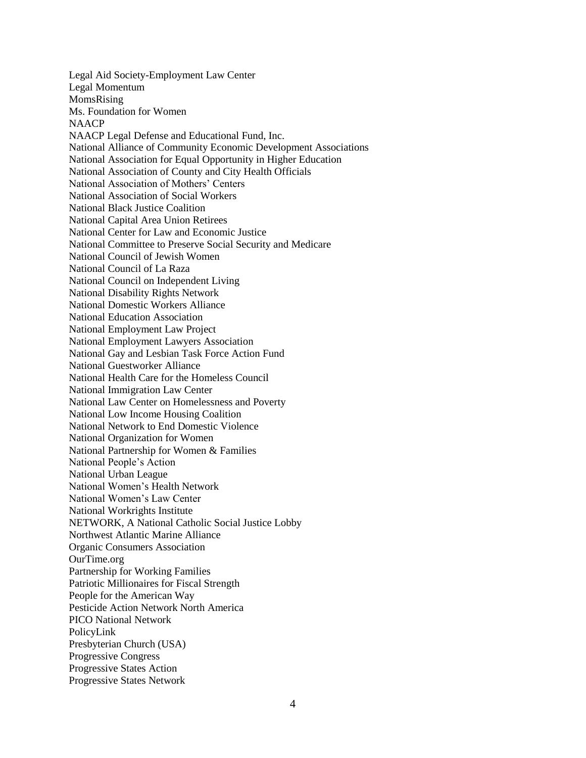Legal Aid Society-Employment Law Center
Legal Momentum
MomsRising
Ms. Foundation for Women
NAACP
NAACP Legal Defense and Educational Fund, Inc.
National Alliance of Community Economic Development Associations
National Association for Equal Opportunity in Higher Education
National Association of County and City Health Officials
National Association of Mothers' Centers
National Association of Social Workers
National Black Justice Coalition
National Capital Area Union Retirees
National Center for Law and Economic Justice
National Committee to Preserve Social Security and Medicare
National Council of Jewish Women
National Council of La Raza
National Council on Independent Living
National Disability Rights Network
National Domestic Workers Alliance
National Education Association
National Employment Law Project
National Employment Lawyers Association
National Gay and Lesbian Task Force Action Fund
National Guestworker Alliance
National Health Care for the Homeless Council
National Immigration Law Center
National Law Center on Homelessness and Poverty
National Low Income Housing Coalition
National Network to End Domestic Violence
National Organization for Women
National Partnership for Women & Families
National People's Action
National Urban League
National Women's Health Network
National Women's Law Center
National Workrights Institute
NETWORK, A National Catholic Social Justice Lobby
Northwest Atlantic Marine Alliance
Organic Consumers Association
OurTime.org
Partnership for Working Families
Patriotic Millionaires for Fiscal Strength
People for the American Way
Pesticide Action Network North America
PICO National Network
PolicyLink
Presbyterian Church (USA)
Progressive Congress
Progressive States Action
Progressive States Network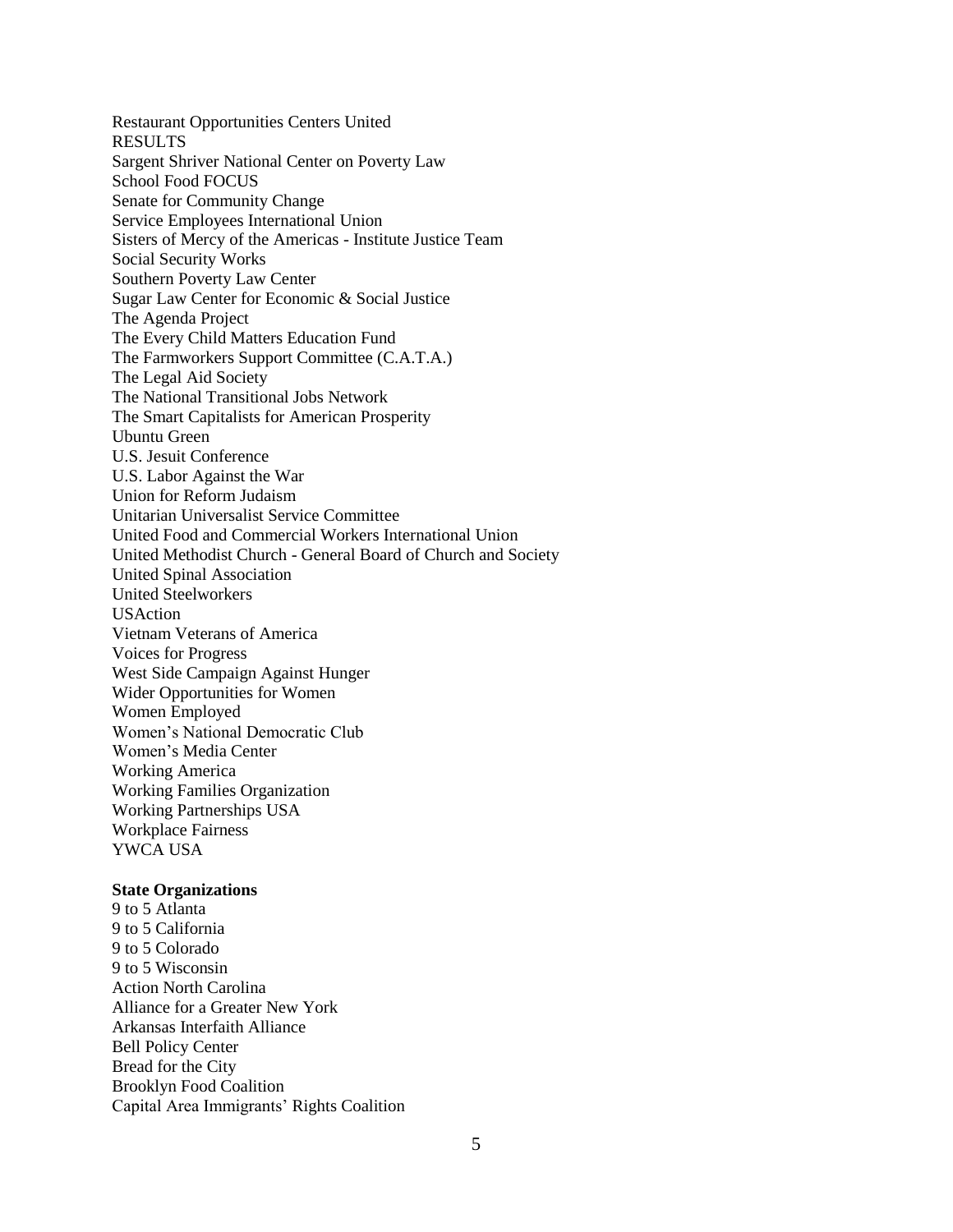Restaurant Opportunities Centers United
RESULTS
Sargent Shriver National Center on Poverty Law
School Food FOCUS
Senate for Community Change
Service Employees International Union
Sisters of Mercy of the Americas - Institute Justice Team
Social Security Works
Southern Poverty Law Center
Sugar Law Center for Economic & Social Justice
The Agenda Project
The Every Child Matters Education Fund
The Farmworkers Support Committee (C.A.T.A.)
The Legal Aid Society
The National Transitional Jobs Network
The Smart Capitalists for American Prosperity
Ubuntu Green
U.S. Jesuit Conference
U.S. Labor Against the War
Union for Reform Judaism
Unitarian Universalist Service Committee
United Food and Commercial Workers International Union
United Methodist Church - General Board of Church and Society
United Spinal Association
United Steelworkers
USAction
Vietnam Veterans of America
Voices for Progress
West Side Campaign Against Hunger
Wider Opportunities for Women
Women Employed
Women's National Democratic Club
Women's Media Center
Working America
Working Families Organization
Working Partnerships USA
Workplace Fairness
YWCA USA

**State Organizations**

9 to 5 Atlanta
9 to 5 California
9 to 5 Colorado
9 to 5 Wisconsin
Action North Carolina
Alliance for a Greater New York
Arkansas Interfaith Alliance
Bell Policy Center
Bread for the City
Brooklyn Food Coalition
Capital Area Immigrants' Rights Coalition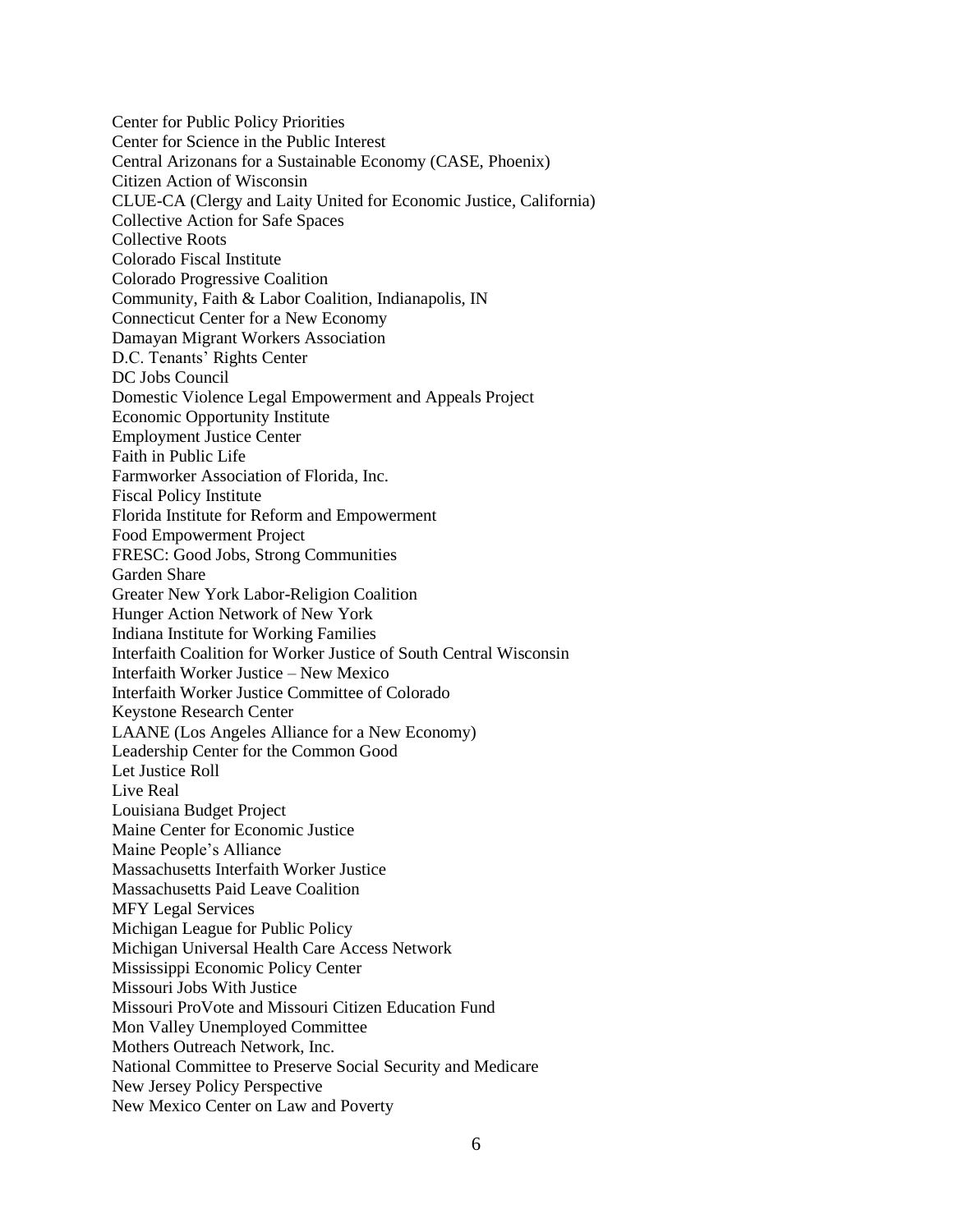Center for Public Policy Priorities
Center for Science in the Public Interest
Central Arizonans for a Sustainable Economy (CASE, Phoenix)
Citizen Action of Wisconsin
CLUE-CA (Clergy and Laity United for Economic Justice, California)
Collective Action for Safe Spaces
Collective Roots
Colorado Fiscal Institute
Colorado Progressive Coalition
Community, Faith & Labor Coalition, Indianapolis, IN
Connecticut Center for a New Economy
Damayan Migrant Workers Association
D.C. Tenants' Rights Center
DC Jobs Council
Domestic Violence Legal Empowerment and Appeals Project
Economic Opportunity Institute
Employment Justice Center
Faith in Public Life
Farmworker Association of Florida, Inc.
Fiscal Policy Institute
Florida Institute for Reform and Empowerment
Food Empowerment Project
FRESC: Good Jobs, Strong Communities
Garden Share
Greater New York Labor-Religion Coalition
Hunger Action Network of New York
Indiana Institute for Working Families
Interfaith Coalition for Worker Justice of South Central Wisconsin
Interfaith Worker Justice – New Mexico
Interfaith Worker Justice Committee of Colorado
Keystone Research Center
LAANE (Los Angeles Alliance for a New Economy)
Leadership Center for the Common Good
Let Justice Roll
Live Real
Louisiana Budget Project
Maine Center for Economic Justice
Maine People's Alliance
Massachusetts Interfaith Worker Justice
Massachusetts Paid Leave Coalition
MFY Legal Services
Michigan League for Public Policy
Michigan Universal Health Care Access Network
Mississippi Economic Policy Center
Missouri Jobs With Justice
Missouri ProVote and Missouri Citizen Education Fund
Mon Valley Unemployed Committee
Mothers Outreach Network, Inc.
National Committee to Preserve Social Security and Medicare
New Jersey Policy Perspective
New Mexico Center on Law and Poverty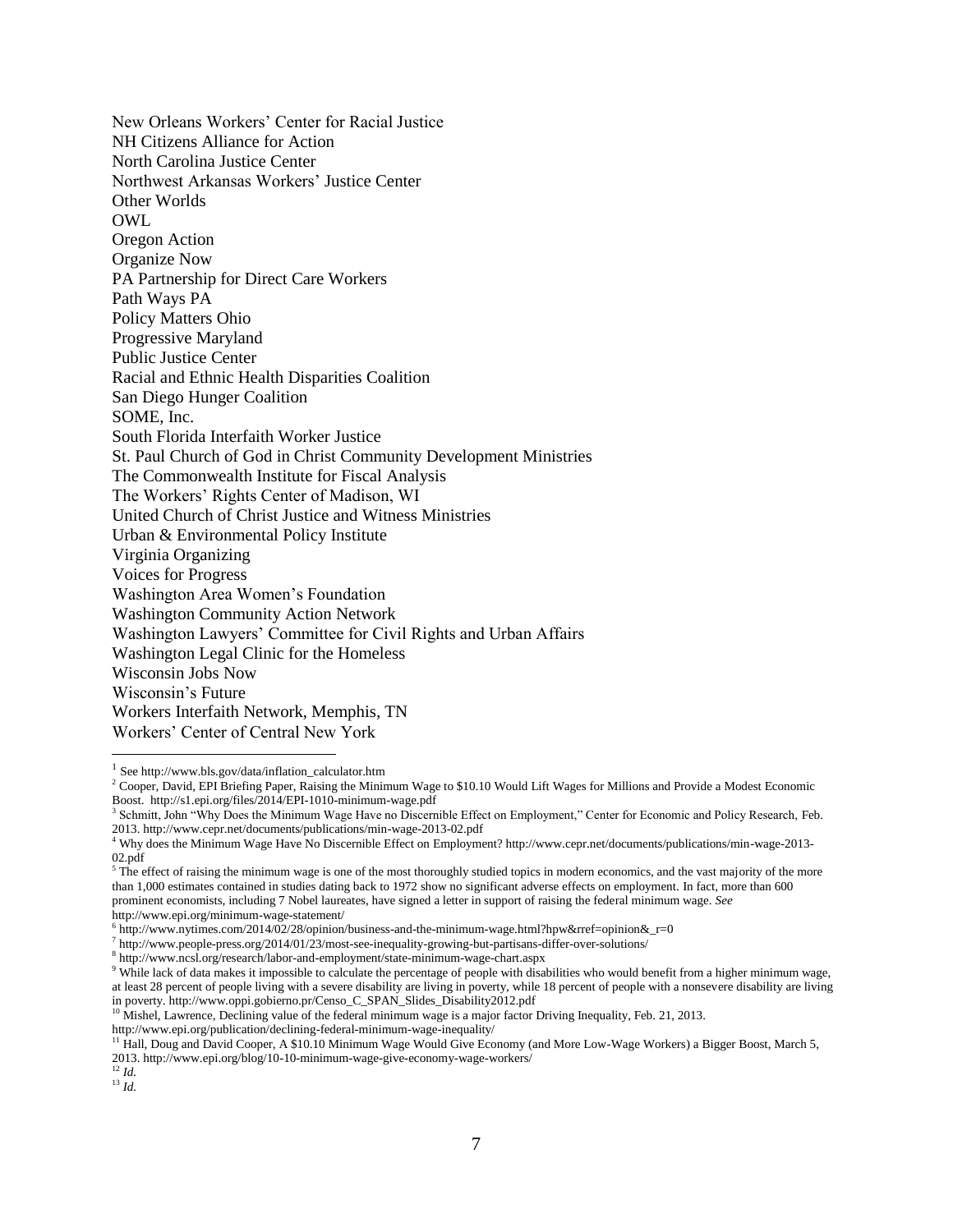New Orleans Workers' Center for Racial Justice
NH Citizens Alliance for Action
North Carolina Justice Center
Northwest Arkansas Workers' Justice Center
Other Worlds
OWL
Oregon Action
Organize Now
PA Partnership for Direct Care Workers
Path Ways PA
Policy Matters Ohio
Progressive Maryland
Public Justice Center
Racial and Ethnic Health Disparities Coalition
San Diego Hunger Coalition
SOME, Inc.
South Florida Interfaith Worker Justice
St. Paul Church of God in Christ Community Development Ministries
The Commonwealth Institute for Fiscal Analysis
The Workers' Rights Center of Madison, WI
United Church of Christ Justice and Witness Ministries
Urban & Environmental Policy Institute
Virginia Organizing
Voices for Progress
Washington Area Women's Foundation
Washington Community Action Network
Washington Lawyers' Committee for Civil Rights and Urban Affairs
Washington Legal Clinic for the Homeless
Wisconsin Jobs Now
Wisconsin's Future
Workers Interfaith Network, Memphis, TN
Workers' Center of Central New York

---

[1] See http://www.bls.gov/data/inflation_calculator.htm

[2] Cooper, David, EPI Briefing Paper, Raising the Minimum Wage to $10.10 Would Lift Wages for Millions and Provide a Modest Economic Boost. http://s1.epi.org/files/2014/EPI-1010-minimum-wage.pdf

[3] Schmitt, John "Why Does the Minimum Wage Have no Discernible Effect on Employment," Center for Economic and Policy Research, Feb. 2013. http://www.cepr.net/documents/publications/min-wage-2013-02.pdf

[4] Why does the Minimum Wage Have No Discernible Effect on Employment? http://www.cepr.net/documents/publications/min-wage-2013-02.pdf

[5] The effect of raising the minimum wage is one of the most thoroughly studied topics in modern economics, and the vast majority of the more than 1,000 estimates contained in studies dating back to 1972 show no significant adverse effects on employment. In fact, more than 600 prominent economists, including 7 Nobel laureates, have signed a letter in support of raising the federal minimum wage. *See* http://www.epi.org/minimum-wage-statement/

[6] http://www.nytimes.com/2014/02/28/opinion/business-and-the-minimum-wage.html?hpw&rref=opinion&_r=0

[7] http://www.people-press.org/2014/01/23/most-see-inequality-growing-but-partisans-differ-over-solutions/

[8] http://www.ncsl.org/research/labor-and-employment/state-minimum-wage-chart.aspx

[9] While lack of data makes it impossible to calculate the percentage of people with disabilities who would benefit from a higher minimum wage, at least 28 percent of people living with a severe disability are living in poverty, while 18 percent of people with a nonsevere disability are living in poverty. http://www.oppi.gobierno.pr/Censo_C_SPAN_Slides_Disability2012.pdf

[10] Mishel, Lawrence, Declining value of the federal minimum wage is a major factor Driving Inequality, Feb. 21, 2013. http://www.epi.org/publication/declining-federal-minimum-wage-inequality/

[11] Hall, Doug and David Cooper, A $10.10 Minimum Wage Would Give Economy (and More Low-Wage Workers) a Bigger Boost, March 5, 2013. http://www.epi.org/blog/10-10-minimum-wage-give-economy-wage-workers/

[12] *Id.*

[13] *Id.*